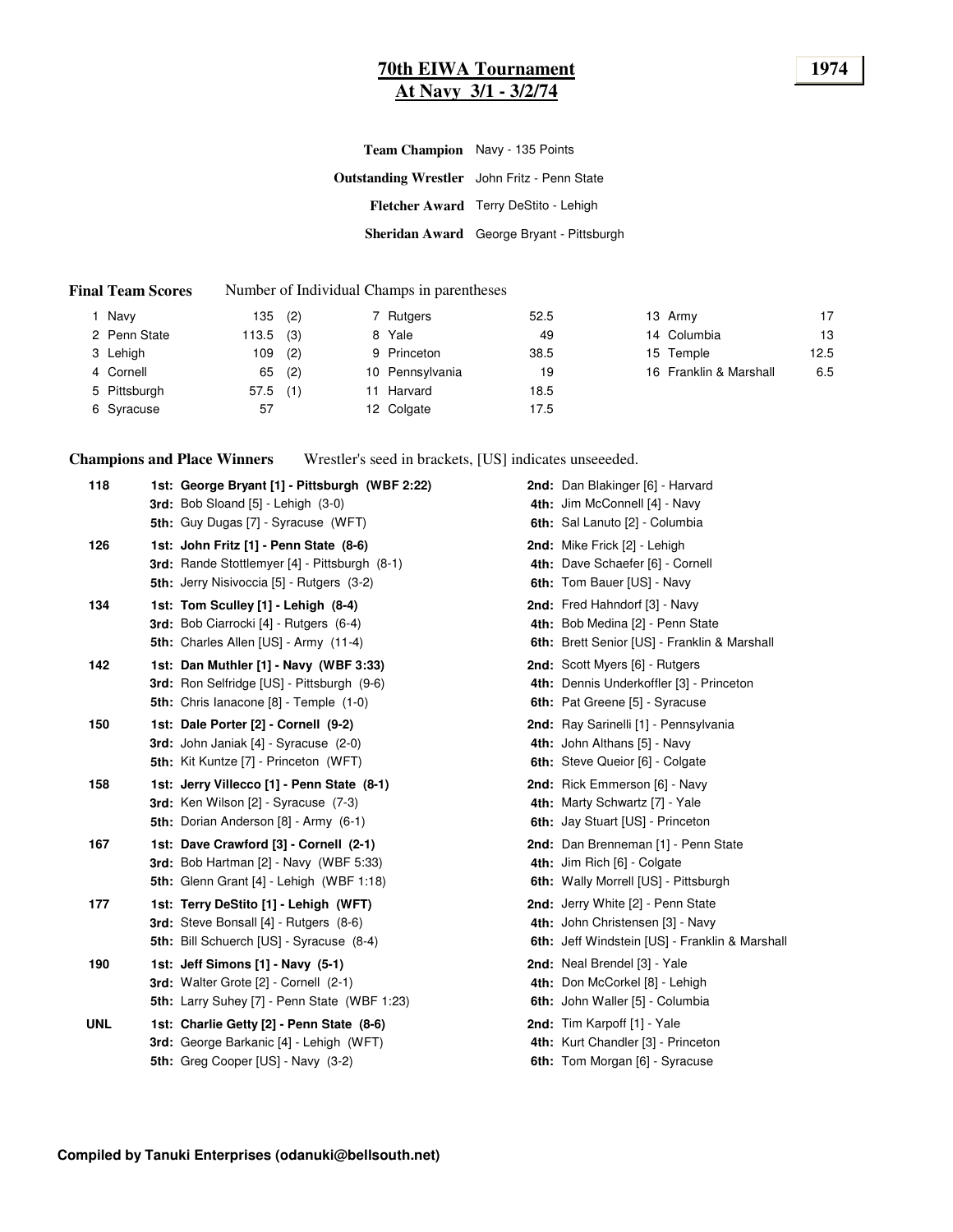# 70th EWIA Tournament

## At Navy 3/1 - 3/2/74

**1974**

**Team Champion** Navy - 135 Points

**Outstanding Wrestler** John Fritz - Penn State

**Fletcher Award** Terry DeStito - Lehigh

**Sheridan Award** George Bryant - Pittsburgh

**Final Team Scores** Number of Individual Champs in parentheses

| Place | Team | Points | Champs |
|---|---|---|---|
| 1 | Navy | 135 | (2) |
| 2 | Penn State | 113.5 | (3) |
| 3 | Lehigh | 109 | (2) |
| 4 | Cornell | 65 | (2) |
| 5 | Pittsburgh | 57.5 | (1) |
| 6 | Syracuse | 57 | |
| 7 | Rutgers | 52.5 | |
| 8 | Yale | 49 | |
| 9 | Princeton | 38.5 | |
| 10 | Pennsylvania | 19 | |
| 11 | Harvard | 18.5 | |
| 12 | Colgate | 17.5 | |
| 13 | Army | 17 | |
| 14 | Columbia | 13 | |
| 15 | Temple | 12.5 | |
| 16 | Franklin & Marshall | 6.5 | |

**Champions and Place Winners** Wrestler's seed in brackets, [US] indicates unseeeded.

**118**
- **1st: George Bryant [1] - Pittsburgh (WBF 2:22)**
- **2nd:** Dan Blakinger [6] - Harvard
- **3rd:** Bob Sloand [5] - Lehigh (3-0)
- **4th:** Jim McConnell [4] - Navy
- **5th:** Guy Dugas [7] - Syracuse (WFT)
- **6th:** Sal Lanuto [2] - Columbia

**126**
- **1st: John Fritz [1] - Penn State (8-6)**
- **2nd:** Mike Frick [2] - Lehigh
- **3rd:** Rande Stottlemyer [4] - Pittsburgh (8-1)
- **4th:** Dave Schaefer [6] - Cornell
- **5th:** Jerry Nisivoccia [5] - Rutgers (3-2)
- **6th:** Tom Bauer [US] - Navy

**134**
- **1st: Tom Sculley [1] - Lehigh (8-4)**
- **2nd:** Fred Hahndorf [3] - Navy
- **3rd:** Bob Ciarrocki [4] - Rutgers (6-4)
- **4th:** Bob Medina [2] - Penn State
- **5th:** Charles Allen [US] - Army (11-4)
- **6th:** Brett Senior [US] - Franklin & Marshall

**142**
- **1st: Dan Muthler [1] - Navy (WBF 3:33)**
- **2nd:** Scott Myers [6] - Rutgers
- **3rd:** Ron Selfridge [US] - Pittsburgh (9-6)
- **4th:** Dennis Underkoffler [3] - Princeton
- **5th:** Chris Ianacone [8] - Temple (1-0)
- **6th:** Pat Greene [5] - Syracuse

**150**
- **1st: Dale Porter [2] - Cornell (9-2)**
- **2nd:** Ray Sarinelli [1] - Pennsylvania
- **3rd:** John Janiak [4] - Syracuse (2-0)
- **4th:** John Althans [5] - Navy
- **5th:** Kit Kuntze [7] - Princeton (WFT)
- **6th:** Steve Queior [6] - Colgate

**158**
- **1st: Jerry Villecco [1] - Penn State (8-1)**
- **2nd:** Rick Emmerson [6] - Navy
- **3rd:** Ken Wilson [2] - Syracuse (7-3)
- **4th:** Marty Schwartz [7] - Yale
- **5th:** Dorian Anderson [8] - Army (6-1)
- **6th:** Jay Stuart [US] - Princeton

**167**
- **1st: Dave Crawford [3] - Cornell (2-1)**
- **2nd:** Dan Brenneman [1] - Penn State
- **3rd:** Bob Hartman [2] - Navy (WBF 5:33)
- **4th:** Jim Rich [6] - Colgate
- **5th:** Glenn Grant [4] - Lehigh (WBF 1:18)
- **6th:** Wally Morrell [US] - Pittsburgh

**177**
- **1st: Terry DeStito [1] - Lehigh (WFT)**
- **2nd:** Jerry White [2] - Penn State
- **3rd:** Steve Bonsall [4] - Rutgers (8-6)
- **4th:** John Christensen [3] - Navy
- **5th:** Bill Schuerch [US] - Syracuse (8-4)
- **6th:** Jeff Windstein [US] - Franklin & Marshall

**190**
- **1st: Jeff Simons [1] - Navy (5-1)**
- **2nd:** Neal Brendel [3] - Yale
- **3rd:** Walter Grote [2] - Cornell (2-1)
- **4th:** Don McCorkel [8] - Lehigh
- **5th:** Larry Suhey [7] - Penn State (WBF 1:23)
- **6th:** John Waller [5] - Columbia

**UNL**
- **1st: Charlie Getty [2] - Penn State (8-6)**
- **2nd:** Tim Karpoff [1] - Yale
- **3rd:** George Barkanic [4] - Lehigh (WFT)
- **4th:** Kurt Chandler [3] - Princeton
- **5th:** Greg Cooper [US] - Navy (3-2)
- **6th:** Tom Morgan [6] - Syracuse

**Compiled by Tanuki Enterprises (odanuki@bellsouth.net)**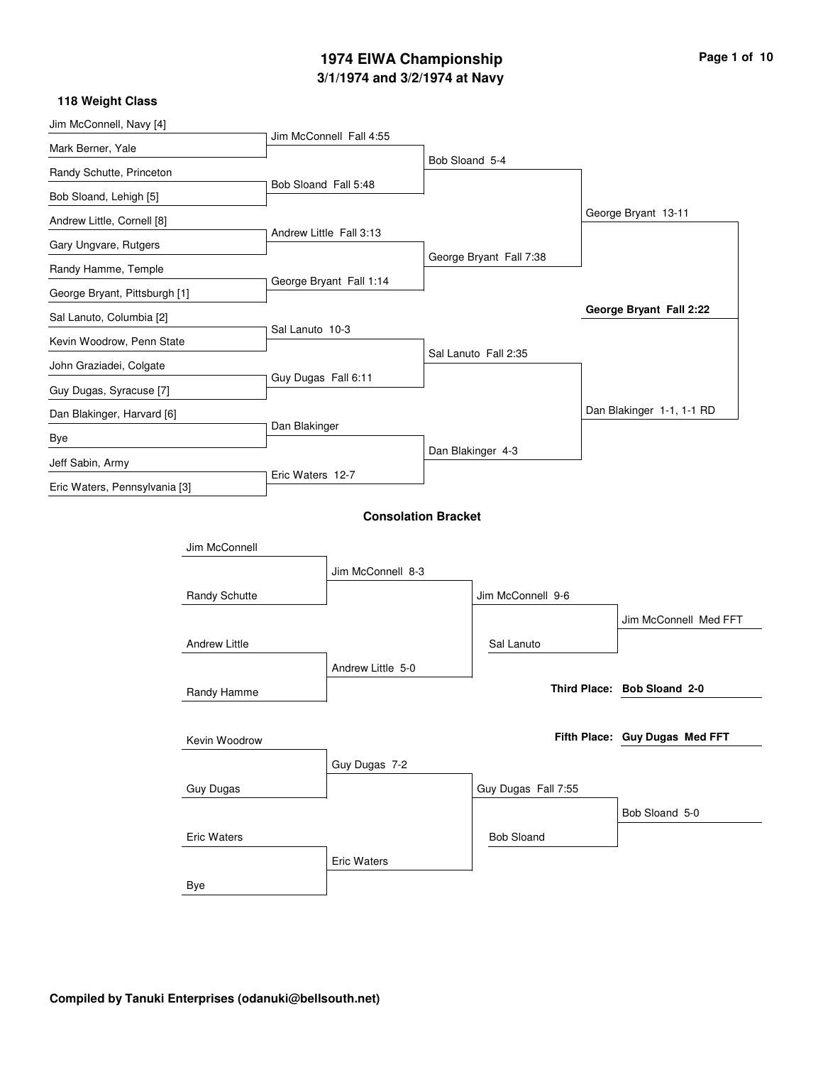# 1974 EIWA Championship

## 3/1/1974 and 3/2/1974 at Navy

### 118 Weight Class

**First Round**

- Jim McConnell, Navy [4] vs. Mark Berner, Yale — Jim McConnell Fall 4:55
- Randy Schutte, Princeton vs. Bob Sloand, Lehigh [5] — Bob Sloand Fall 5:48
- Andrew Little, Cornell [8] vs. Gary Ungvare, Rutgers — Andrew Little Fall 3:13
- Randy Hamme, Temple vs. George Bryant, Pittsburgh [1] — George Bryant Fall 1:14
- Sal Lanuto, Columbia [2] vs. Kevin Woodrow, Penn State — Sal Lanuto 10-3
- John Graziadei, Colgate vs. Guy Dugas, Syracuse [7] — Guy Dugas Fall 6:11
- Dan Blakinger, Harvard [6] vs. Bye — Dan Blakinger
- Jeff Sabin, Army vs. Eric Waters, Pennsylvania [3] — Eric Waters 12-7

**Quarterfinals**

- Bob Sloand 5-4
- George Bryant Fall 7:38
- Sal Lanuto Fall 2:35
- Dan Blakinger 4-3

**Semifinals**

- George Bryant 13-11
- Dan Blakinger 1-1, 1-1 RD

**Final**

- **George Bryant Fall 2:22**

### Consolation Bracket

- Jim McConnell vs. Randy Schutte — Jim McConnell 8-3
- Andrew Little vs. Randy Hamme — Andrew Little 5-0
- Jim McConnell 9-6
- Jim McConnell vs. Sal Lanuto — Jim McConnell Med FFT
- Kevin Woodrow vs. Guy Dugas — Guy Dugas 7-2
- Eric Waters vs. Bye — Eric Waters
- Guy Dugas Fall 7:55
- Guy Dugas vs. Bob Sloand — Bob Sloand 5-0

**Third Place: Bob Sloand 2-0**

**Fifth Place: Guy Dugas Med FFT**

**Compiled by Tanuki Enterprises (odanuki@bellsouth.net)**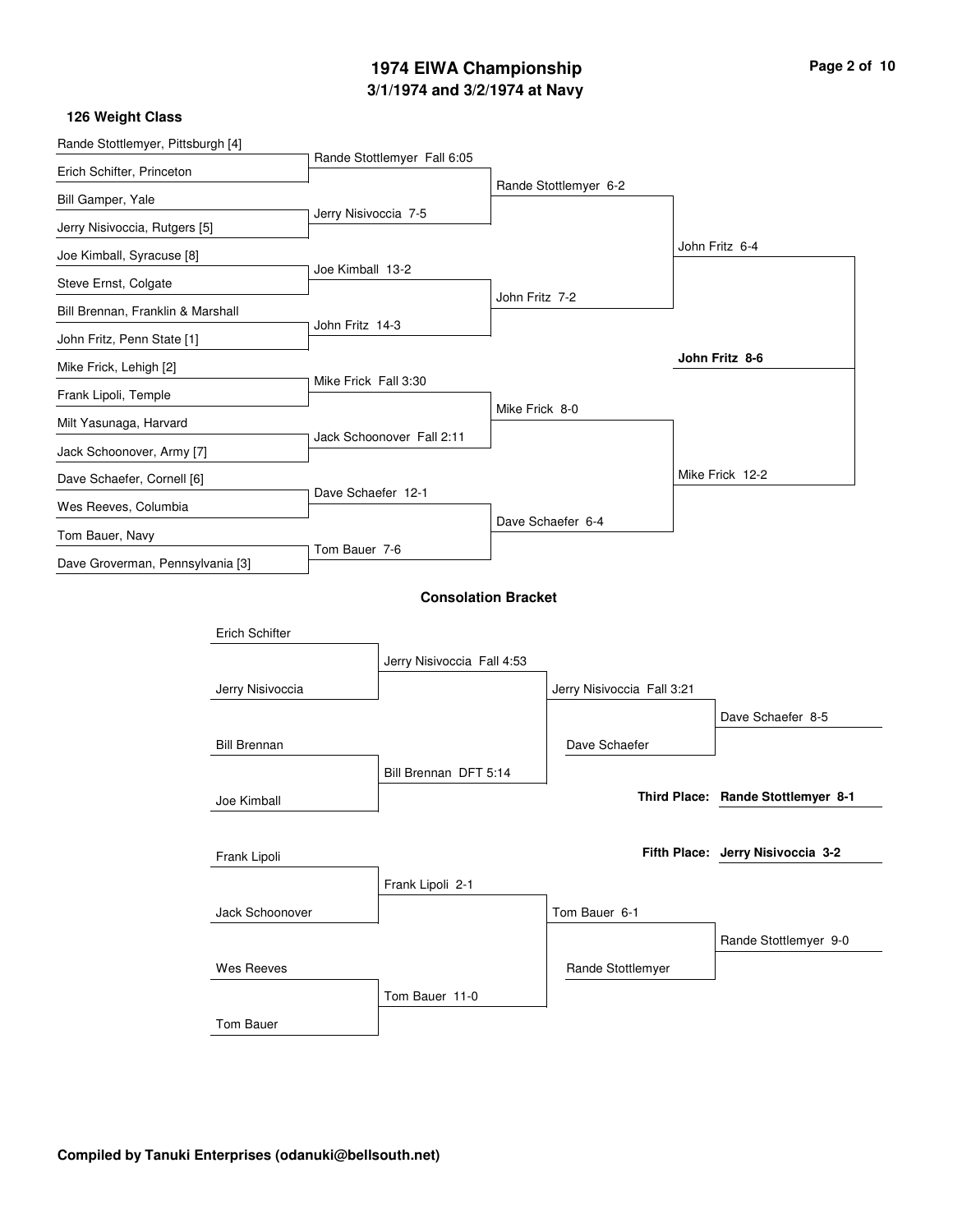# 1974 EIWA Championship

## 3/1/1974 and 3/2/1974 at Navy

### 126 Weight Class

**Championship Bracket**

| First Round | Quarterfinals | Semifinals | Finals | Champion |
|---|---|---|---|---|
| Rande Stottlemyer, Pittsburgh [4] | Rande Stottlemyer Fall 6:05 | Rande Stottlemyer 6-2 | John Fritz 6-4 | **John Fritz 8-6** |
| Erich Schifter, Princeton | | | | |
| Bill Gamper, Yale | Jerry Nisivoccia 7-5 | | | |
| Jerry Nisivoccia, Rutgers [5] | | | | |
| Joe Kimball, Syracuse [8] | Joe Kimball 13-2 | John Fritz 7-2 | | |
| Steve Ernst, Colgate | | | | |
| Bill Brennan, Franklin & Marshall | John Fritz 14-3 | | | |
| John Fritz, Penn State [1] | | | | |
| Mike Frick, Lehigh [2] | Mike Frick Fall 3:30 | Mike Frick 8-0 | Mike Frick 12-2 | |
| Frank Lipoli, Temple | | | | |
| Milt Yasunaga, Harvard | Jack Schoonover Fall 2:11 | | | |
| Jack Schoonover, Army [7] | | | | |
| Dave Schaefer, Cornell [6] | Dave Schaefer 12-1 | Dave Schaefer 6-4 | | |
| Wes Reeves, Columbia | | | | |
| Tom Bauer, Navy | Tom Bauer 7-6 | | | |
| Dave Groverman, Pennsylvania [3] | | | | |

### Consolation Bracket

| First Round | Second Round | Third Round | Final |
|---|---|---|---|
| Erich Schifter | Jerry Nisivoccia Fall 4:53 | Jerry Nisivoccia Fall 3:21 | Dave Schaefer 8-5 |
| Jerry Nisivoccia | | | |
| Bill Brennan | Bill Brennan DFT 5:14 | Dave Schaefer | |
| Joe Kimball | | | |
| Frank Lipoli | Frank Lipoli 2-1 | Tom Bauer 6-1 | Rande Stottlemyer 9-0 |
| Jack Schoonover | | | |
| Wes Reeves | Tom Bauer 11-0 | Rande Stottlemyer | |
| Tom Bauer | | | |

**Third Place:** **Rande Stottlemyer 8-1**

**Fifth Place:** **Jerry Nisivoccia 3-2**

**Compiled by Tanuki Enterprises (odanuki@bellsouth.net)**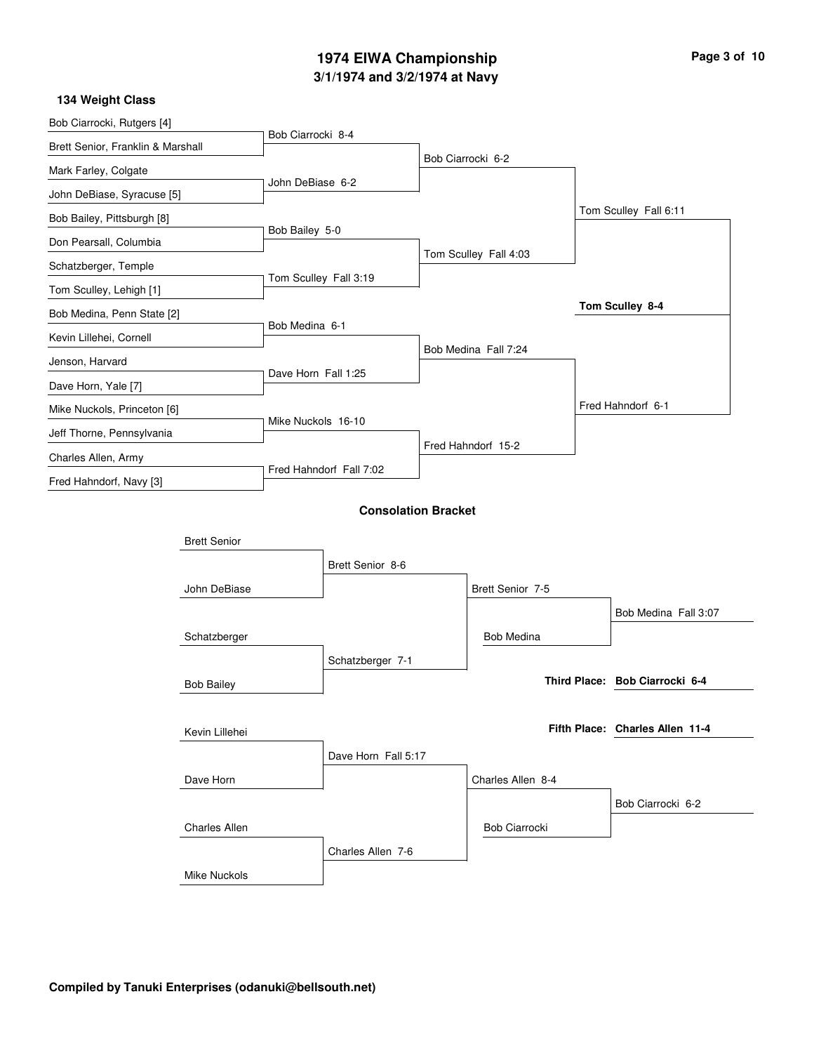# 1974 EIWA Championship
## 3/1/1974 and 3/2/1974 at Navy

### 134 Weight Class

**First Round**

- Bob Ciarrocki, Rutgers [4] vs. Brett Senior, Franklin & Marshall — Bob Ciarrocki 8-4
- Mark Farley, Colgate vs. John DeBiase, Syracuse [5] — John DeBiase 6-2
- Bob Bailey, Pittsburgh [8] vs. Don Pearsall, Columbia — Bob Bailey 5-0
- Schatzberger, Temple vs. Tom Sculley, Lehigh [1] — Tom Sculley Fall 3:19
- Bob Medina, Penn State [2] vs. Kevin Lillehei, Cornell — Bob Medina 6-1
- Jenson, Harvard vs. Dave Horn, Yale [7] — Dave Horn Fall 1:25
- Mike Nuckols, Princeton [6] vs. Jeff Thorne, Pennsylvania — Mike Nuckols 16-10
- Charles Allen, Army vs. Fred Hahndorf, Navy [3] — Fred Hahndorf Fall 7:02

**Quarterfinals**

- Bob Ciarrocki 6-2
- Tom Sculley Fall 4:03
- Bob Medina Fall 7:24
- Fred Hahndorf 15-2

**Semifinals**

- Tom Sculley Fall 6:11
- Fred Hahndorf 6-1

**Final**

- **Tom Sculley 8-4**

### Consolation Bracket

- Brett Senior vs. John DeBiase — Brett Senior 8-6
- Schatzberger vs. Bob Bailey — Schatzberger 7-1
- Brett Senior 7-5
- Brett Senior vs. Bob Medina — Bob Medina Fall 3:07
- Kevin Lillehei vs. Dave Horn — Dave Horn Fall 5:17
- Charles Allen vs. Mike Nuckols — Charles Allen 7-6
- Charles Allen 8-4
- Charles Allen vs. Bob Ciarrocki — Bob Ciarrocki 6-2

**Third Place: Bob Ciarrocki 6-4**

**Fifth Place: Charles Allen 11-4**

**Compiled by Tanuki Enterprises (odanuki@bellsouth.net)**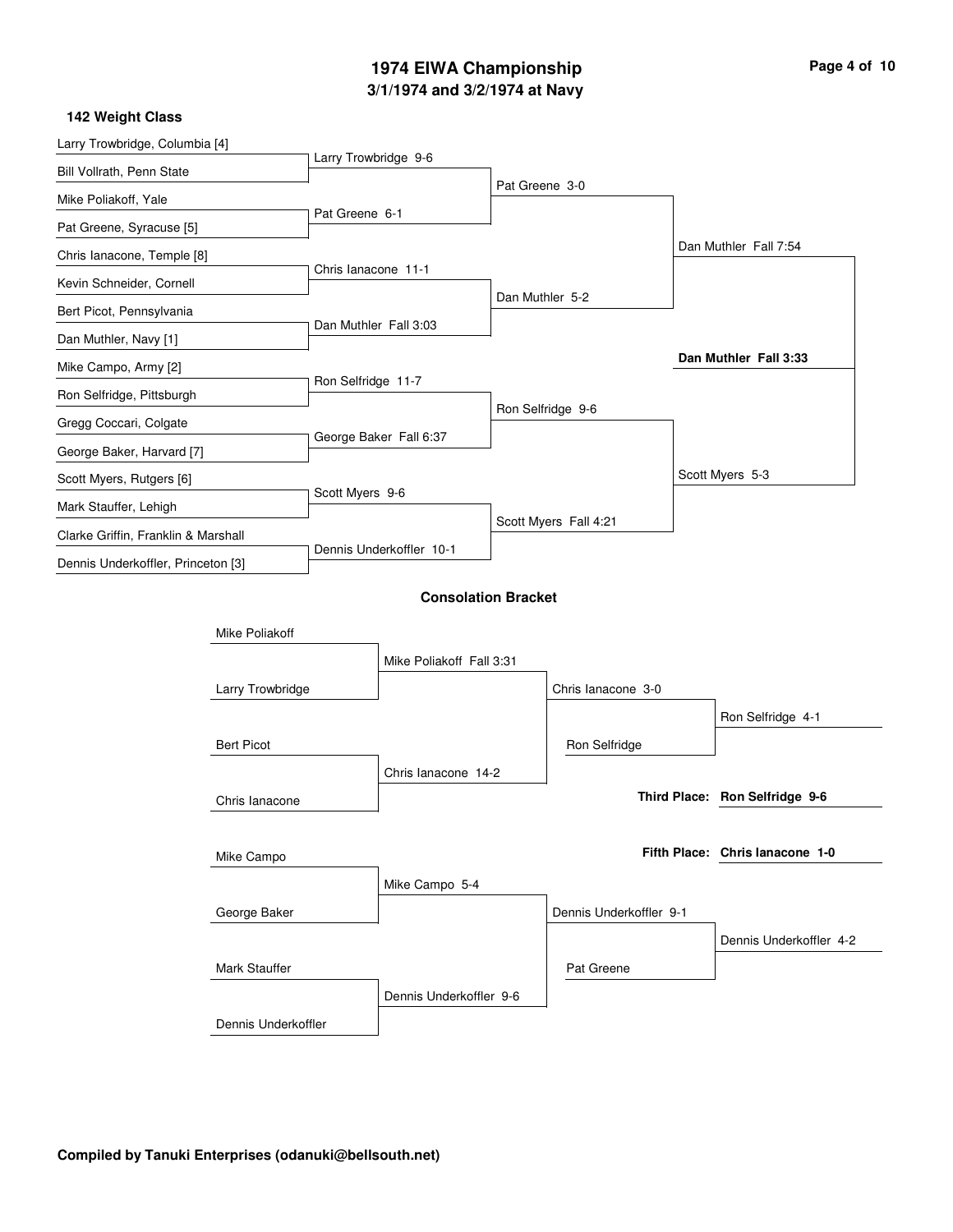# 1974 EIWA Championship

## 3/1/1974 and 3/2/1974 at Navy

### 142 Weight Class

**First Round**

- Larry Trowbridge, Columbia [4] vs. Bill Vollrath, Penn State — Larry Trowbridge 9-6
- Mike Poliakoff, Yale vs. Pat Greene, Syracuse [5] — Pat Greene 6-1
- Chris Ianacone, Temple [8] vs. Kevin Schneider, Cornell — Chris Ianacone 11-1
- Bert Picot, Pennsylvania vs. Dan Muthler, Navy [1] — Dan Muthler Fall 3:03
- Mike Campo, Army [2] vs. Ron Selfridge, Pittsburgh — Ron Selfridge 11-7
- Gregg Coccari, Colgate vs. George Baker, Harvard [7] — George Baker Fall 6:37
- Scott Myers, Rutgers [6] vs. Mark Stauffer, Lehigh — Scott Myers 9-6
- Clarke Griffin, Franklin & Marshall vs. Dennis Underkoffler, Princeton [3] — Dennis Underkoffler 10-1

**Quarterfinals**

- Pat Greene 3-0
- Dan Muthler 5-2
- Ron Selfridge 9-6
- Scott Myers Fall 4:21

**Semifinals**

- Dan Muthler Fall 7:54
- Scott Myers 5-3

**Final**

- **Dan Muthler Fall 3:33**

### Consolation Bracket

- Mike Poliakoff vs. Larry Trowbridge — Mike Poliakoff Fall 3:31
- Bert Picot vs. Chris Ianacone — Chris Ianacone 14-2
- Chris Ianacone 3-0
- Ron Selfridge (vs. Chris Ianacone) — Ron Selfridge 4-1
- Mike Campo vs. George Baker — Mike Campo 5-4
- Mark Stauffer vs. Dennis Underkoffler — Dennis Underkoffler 9-6
- Dennis Underkoffler 9-1
- Pat Greene (vs. Dennis Underkoffler) — Dennis Underkoffler 4-2

**Third Place: Ron Selfridge 9-6**

**Fifth Place: Chris Ianacone 1-0**

**Compiled by Tanuki Enterprises (odanuki@bellsouth.net)**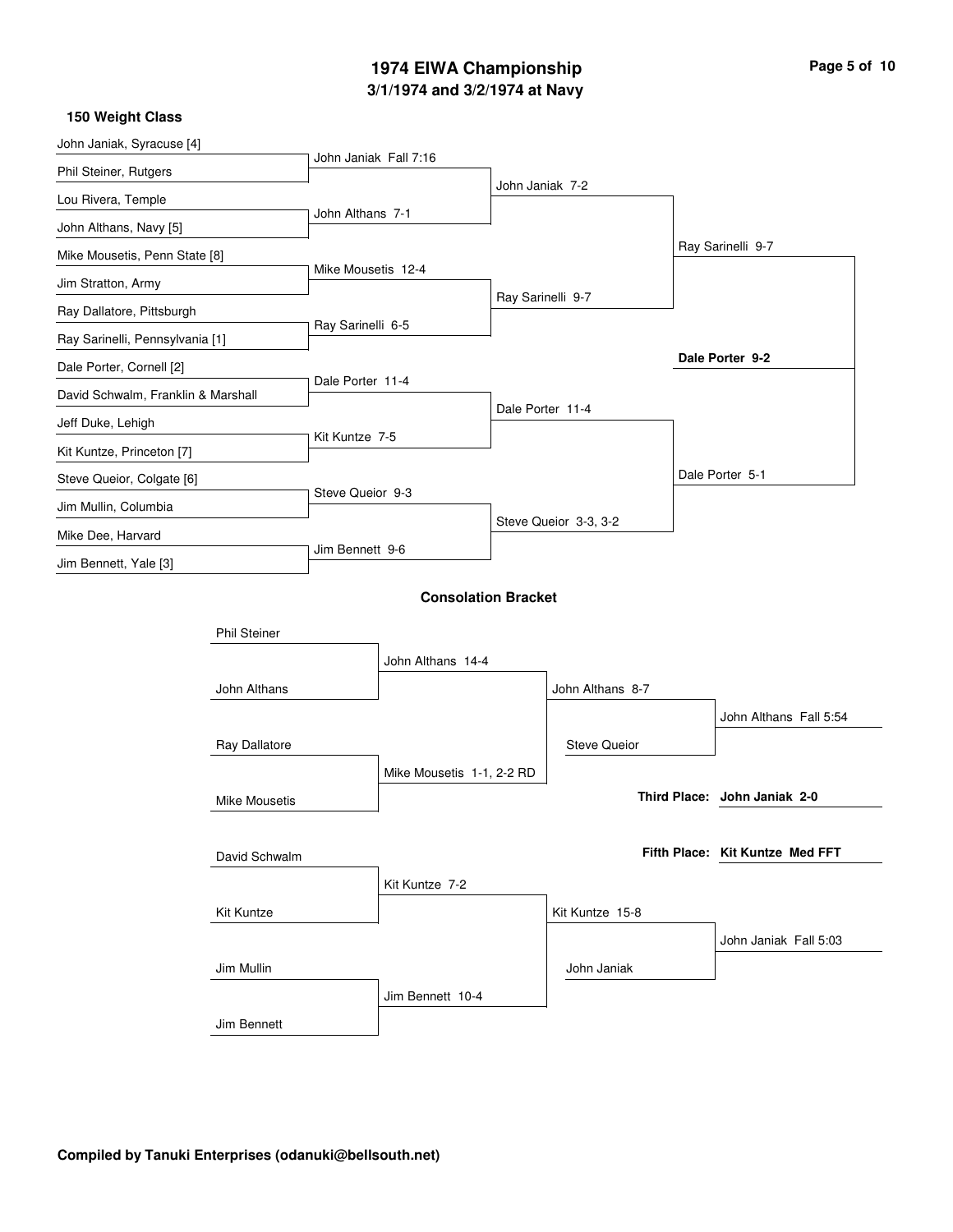# 1974 EIWA Championship

## 3/1/1974 and 3/2/1974 at Navy

### 150 Weight Class

**Championship Bracket**

First Round:
- John Janiak, Syracuse [4] vs Phil Steiner, Rutgers — John Janiak Fall 7:16
- Lou Rivera, Temple vs John Althans, Navy [5] — John Althans 7-1
- Mike Mousetis, Penn State [8] vs Jim Stratton, Army — Mike Mousetis 12-4
- Ray Dallatore, Pittsburgh vs Ray Sarinelli, Pennsylvania [1] — Ray Sarinelli 6-5
- Dale Porter, Cornell [2] vs David Schwalm, Franklin & Marshall — Dale Porter 11-4
- Jeff Duke, Lehigh vs Kit Kuntze, Princeton [7] — Kit Kuntze 7-5
- Steve Queior, Colgate [6] vs Jim Mullin, Columbia — Steve Queior 9-3
- Mike Dee, Harvard vs Jim Bennett, Yale [3] — Jim Bennett 9-6

Quarterfinals:
- John Janiak 7-2
- Ray Sarinelli 9-7
- Dale Porter 11-4
- Steve Queior 3-3, 3-2

Semifinals:
- Ray Sarinelli 9-7
- Dale Porter 5-1

Final:
- **Dale Porter 9-2**

### Consolation Bracket

- Phil Steiner vs John Althans — John Althans 14-4
- Ray Dallatore vs Mike Mousetis — Mike Mousetis 1-1, 2-2 RD
- John Althans 8-7
- Steve Queior
- John Althans Fall 5:54
- **Third Place: John Janiak 2-0**
- **Fifth Place: Kit Kuntze Med FFT**
- David Schwalm vs Kit Kuntze — Kit Kuntze 7-2
- Jim Mullin vs Jim Bennett — Jim Bennett 10-4
- Kit Kuntze 15-8
- John Janiak
- John Janiak Fall 5:03

**Compiled by Tanuki Enterprises (odanuki@bellsouth.net)**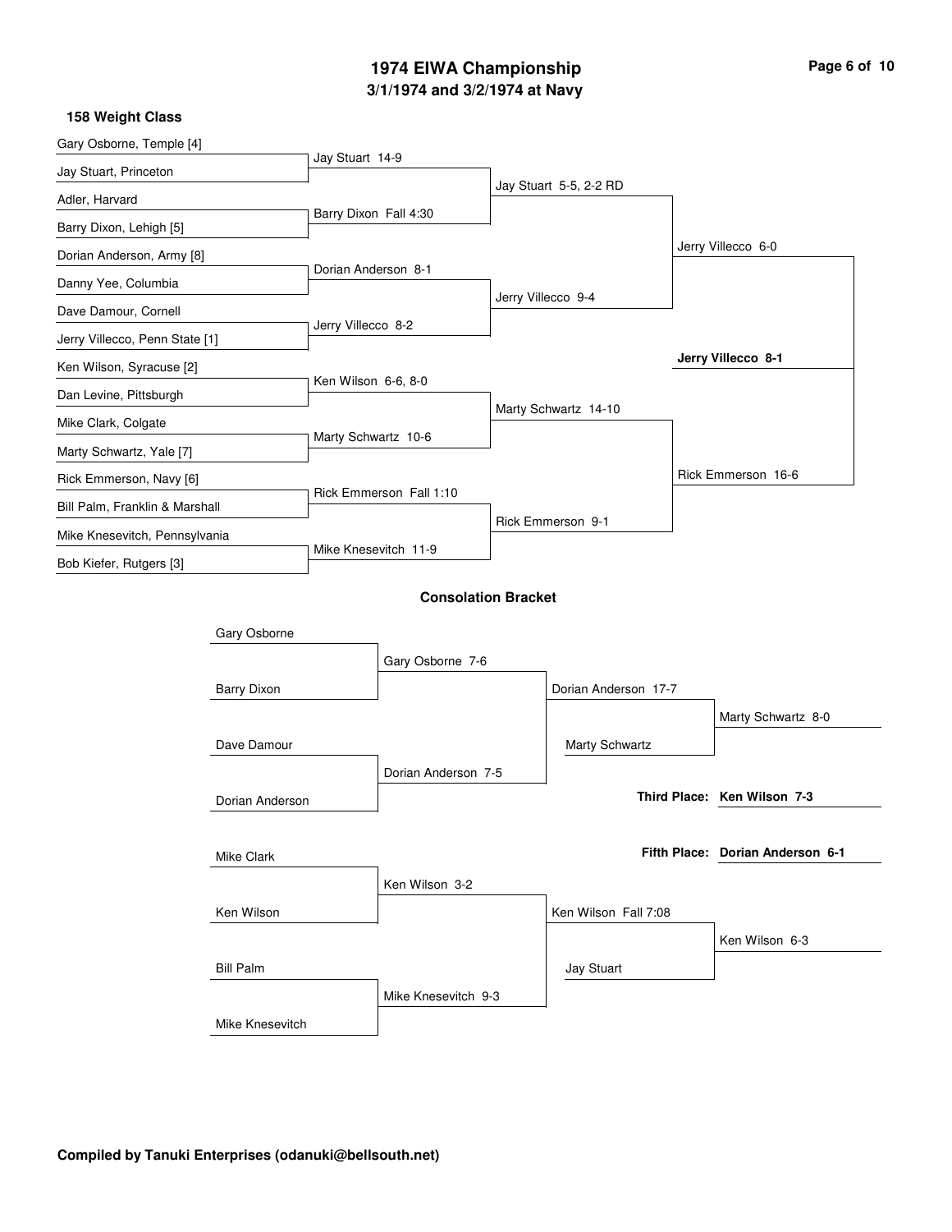# 1974 EIWA Championship

## 3/1/1974 and 3/2/1974 at Navy

### 158 Weight Class

**Championship Bracket**

First Round:

- Gary Osborne, Temple [4] vs. Jay Stuart, Princeton — Jay Stuart 14-9
- Adler, Harvard vs. Barry Dixon, Lehigh [5] — Barry Dixon Fall 4:30
- Dorian Anderson, Army [8] vs. Danny Yee, Columbia — Dorian Anderson 8-1
- Dave Damour, Cornell vs. Jerry Villecco, Penn State [1] — Jerry Villecco 8-2
- Ken Wilson, Syracuse [2] vs. Dan Levine, Pittsburgh — Ken Wilson 6-6, 8-0
- Mike Clark, Colgate vs. Marty Schwartz, Yale [7] — Marty Schwartz 10-6
- Rick Emmerson, Navy [6] vs. Bill Palm, Franklin & Marshall — Rick Emmerson Fall 1:10
- Mike Knesevitch, Pennsylvania vs. Bob Kiefer, Rutgers [3] — Mike Knesevitch 11-9

Quarterfinals:

- Jay Stuart 5-5, 2-2 RD
- Jerry Villecco 9-4
- Marty Schwartz 14-10
- Rick Emmerson 9-1

Semifinals:

- Jerry Villecco 6-0
- Rick Emmerson 16-6

Final:

- **Jerry Villecco 8-1**

### Consolation Bracket

- Gary Osborne vs. Barry Dixon — Gary Osborne 7-6
- Dave Damour vs. Dorian Anderson — Dorian Anderson 7-5
- Gary Osborne vs. Dorian Anderson — Dorian Anderson 17-7
- Dorian Anderson vs. Marty Schwartz — Marty Schwartz 8-0
- Mike Clark vs. Ken Wilson — Ken Wilson 3-2
- Bill Palm vs. Mike Knesevitch — Mike Knesevitch 9-3
- Ken Wilson vs. Mike Knesevitch — Ken Wilson Fall 7:08
- Ken Wilson vs. Jay Stuart — Ken Wilson 6-3

**Third Place: Ken Wilson 7-3**

**Fifth Place: Dorian Anderson 6-1**

**Compiled by Tanuki Enterprises (odanuki@bellsouth.net)**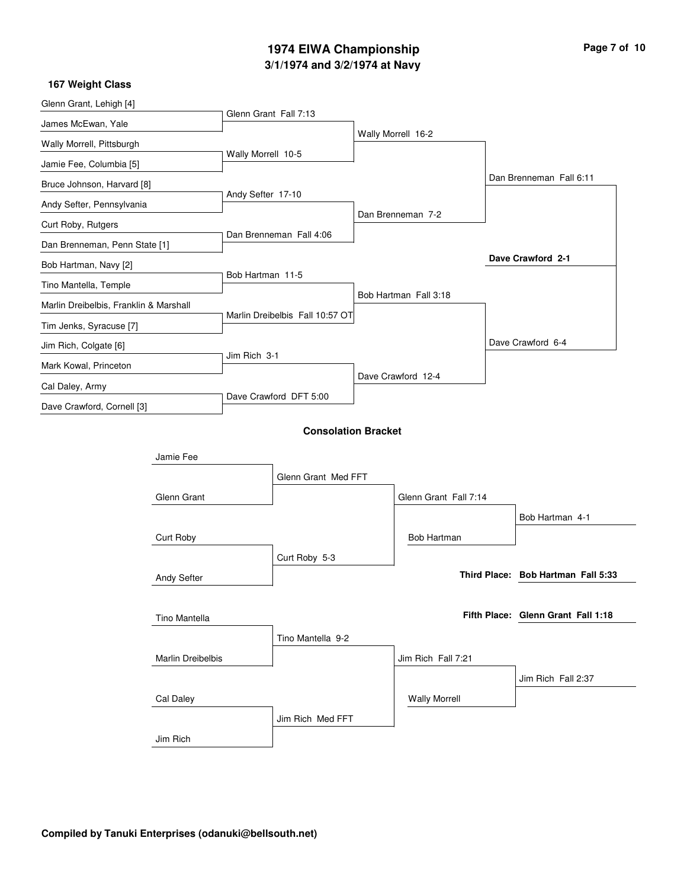# 1974 EIWA Championship

## 3/1/1974 and 3/2/1974 at Navy

### 167 Weight Class

**First Round**

- Glenn Grant, Lehigh [4] vs. James McEwan, Yale — Glenn Grant Fall 7:13
- Wally Morrell, Pittsburgh vs. Jamie Fee, Columbia [5] — Wally Morrell 10-5
- Bruce Johnson, Harvard [8] vs. Andy Sefter, Pennsylvania — Andy Sefter 17-10
- Curt Roby, Rutgers vs. Dan Brenneman, Penn State [1] — Dan Brenneman Fall 4:06
- Bob Hartman, Navy [2] vs. Tino Mantella, Temple — Bob Hartman 11-5
- Marlin Dreibelbis, Franklin & Marshall vs. Tim Jenks, Syracuse [7] — Marlin Dreibelbis Fall 10:57 OT
- Jim Rich, Colgate [6] vs. Mark Kowal, Princeton — Jim Rich 3-1
- Cal Daley, Army vs. Dave Crawford, Cornell [3] — Dave Crawford DFT 5:00

**Quarterfinals**

- Wally Morrell 16-2
- Dan Brenneman 7-2
- Bob Hartman Fall 3:18
- Dave Crawford 12-4

**Semifinals**

- Dan Brenneman Fall 6:11
- Dave Crawford 6-4

**Final**

- **Dave Crawford 2-1**

### Consolation Bracket

- Jamie Fee vs. Glenn Grant — Glenn Grant Med FFT
- Curt Roby vs. Andy Sefter — Curt Roby 5-3
- Glenn Grant vs. Curt Roby — Glenn Grant Fall 7:14
- Bob Hartman vs. Glenn Grant — Bob Hartman 4-1
- Tino Mantella vs. Marlin Dreibelbis — Tino Mantella 9-2
- Cal Daley vs. Jim Rich — Jim Rich Med FFT
- Tino Mantella vs. Jim Rich — Jim Rich Fall 7:21
- Wally Morrell vs. Jim Rich — Jim Rich Fall 2:37

**Third Place: Bob Hartman Fall 5:33**

**Fifth Place: Glenn Grant Fall 1:18**

**Compiled by Tanuki Enterprises (odanuki@bellsouth.net)**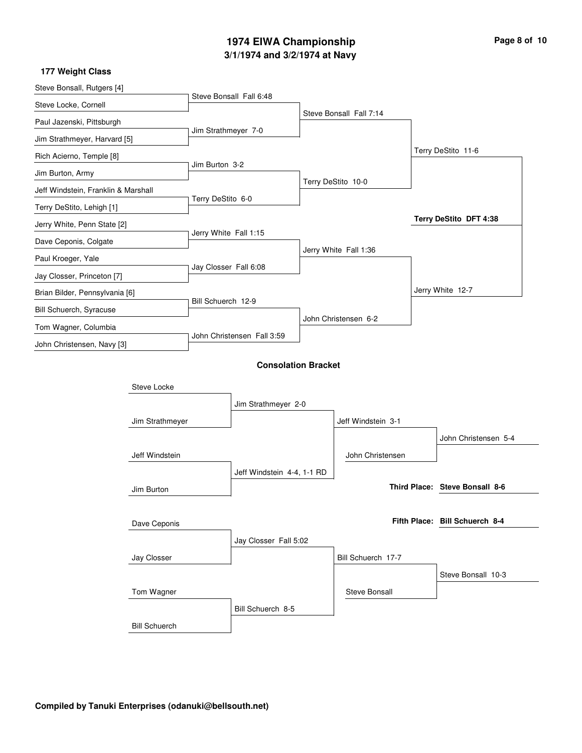# 1974 EIWA Championship

## 3/1/1974 and 3/2/1974 at Navy

### 177 Weight Class

**Championship Bracket**

First Round:
- Steve Bonsall, Rutgers [4] vs. Steve Locke, Cornell — Steve Bonsall Fall 6:48
- Paul Jazenski, Pittsburgh vs. Jim Strathmeyer, Harvard [5] — Jim Strathmeyer 7-0
- Rich Acierno, Temple [8] vs. Jim Burton, Army — Jim Burton 3-2
- Jeff Windstein, Franklin & Marshall vs. Terry DeStito, Lehigh [1] — Terry DeStito 6-0
- Jerry White, Penn State [2] vs. Dave Ceponis, Colgate — Jerry White Fall 1:15
- Paul Kroeger, Yale vs. Jay Closser, Princeton [7] — Jay Closser Fall 6:08
- Brian Bilder, Pennsylvania [6] vs. Bill Schuerch, Syracuse — Bill Schuerch 12-9
- Tom Wagner, Columbia vs. John Christensen, Navy [3] — John Christensen Fall 3:59

Quarterfinals:
- Steve Bonsall Fall 7:14
- Terry DeStito 10-0
- Jerry White Fall 1:36
- John Christensen 6-2

Semifinals:
- Terry DeStito 11-6
- Jerry White 12-7

Final:
- **Terry DeStito DFT 4:38**

### Consolation Bracket

- Steve Locke vs. Jim Strathmeyer — Jim Strathmeyer 2-0
- Jeff Windstein vs. Jim Burton — Jeff Windstein 4-4, 1-1 RD
- Jim Strathmeyer vs. Jeff Windstein — Jeff Windstein 3-1
- Jeff Windstein vs. John Christensen — John Christensen 5-4
- Dave Ceponis vs. Jay Closser — Jay Closser Fall 5:02
- Tom Wagner vs. Bill Schuerch — Bill Schuerch 8-5
- Jay Closser vs. Bill Schuerch — Bill Schuerch 17-7
- Bill Schuerch vs. Steve Bonsall — Steve Bonsall 10-3

**Third Place: Steve Bonsall 8-6**

**Fifth Place: Bill Schuerch 8-4**

**Compiled by Tanuki Enterprises (odanuki@bellsouth.net)**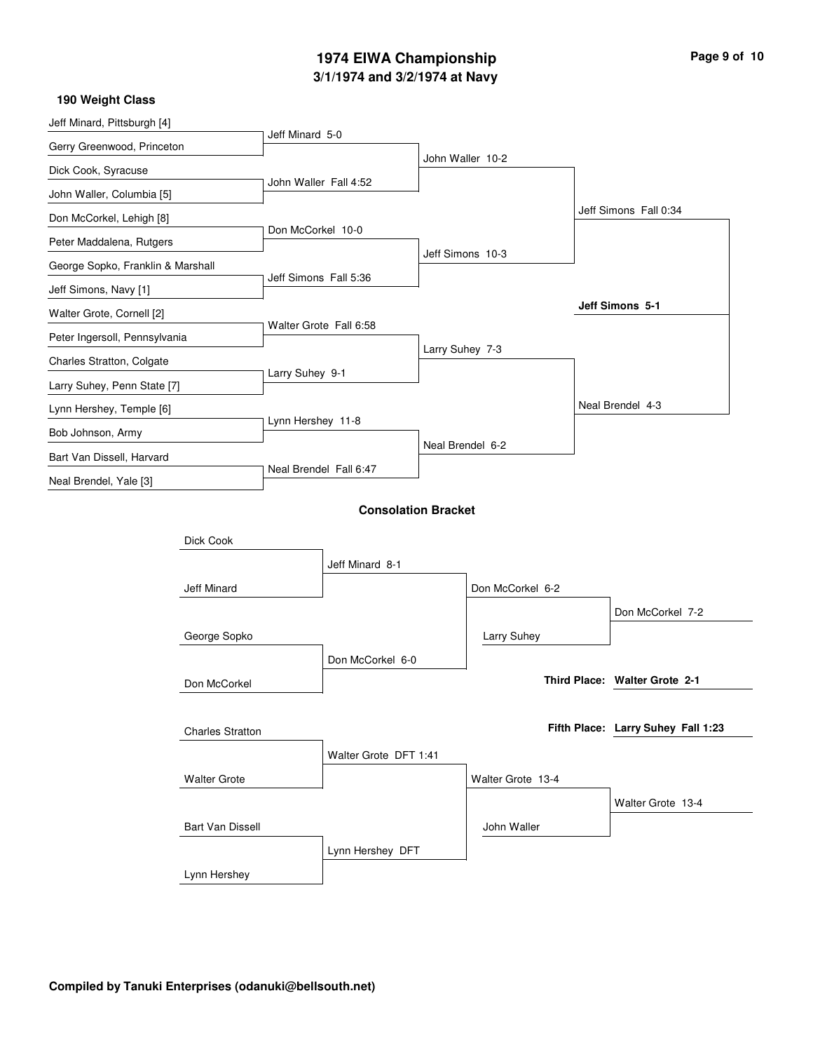# 1974 EIWA Championship

## 3/1/1974 and 3/2/1974 at Navy

### 190 Weight Class

**First Round**

- Jeff Minard, Pittsburgh [4]
- Gerry Greenwood, Princeton
- Dick Cook, Syracuse
- John Waller, Columbia [5]
- Don McCorkel, Lehigh [8]
- Peter Maddalena, Rutgers
- George Sopko, Franklin & Marshall
- Jeff Simons, Navy [1]
- Walter Grote, Cornell [2]
- Peter Ingersoll, Pennsylvania
- Charles Stratton, Colgate
- Larry Suhey, Penn State [7]
- Lynn Hershey, Temple [6]
- Bob Johnson, Army
- Bart Van Dissell, Harvard
- Neal Brendel, Yale [3]

**Quarterfinals**

- Jeff Minard 5-0
- John Waller Fall 4:52
- Don McCorkel 10-0
- Jeff Simons Fall 5:36
- Walter Grote Fall 6:58
- Larry Suhey 9-1
- Lynn Hershey 11-8
- Neal Brendel Fall 6:47

**Semifinals**

- John Waller 10-2
- Jeff Simons 10-3
- Larry Suhey 7-3
- Neal Brendel 6-2

**Finals**

- Jeff Simons Fall 0:34
- Neal Brendel 4-3

**Champion: Jeff Simons 5-1**

### Consolation Bracket

- Dick Cook
- Jeff Minard
- George Sopko
- Don McCorkel
- Charles Stratton
- Walter Grote
- Bart Van Dissell
- Lynn Hershey

**Consolation Round 1**

- Jeff Minard 8-1
- Don McCorkel 6-0
- Walter Grote DFT 1:41
- Lynn Hershey DFT

**Consolation Round 2**

- Don McCorkel 6-2
- Larry Suhey
- Walter Grote 13-4
- John Waller

**Consolation Round 3**

- Don McCorkel 7-2
- Walter Grote 13-4

**Third Place: Walter Grote 2-1**

**Fifth Place: Larry Suhey Fall 1:23**

Compiled by Tanuki Enterprises (odanuki@bellsouth.net)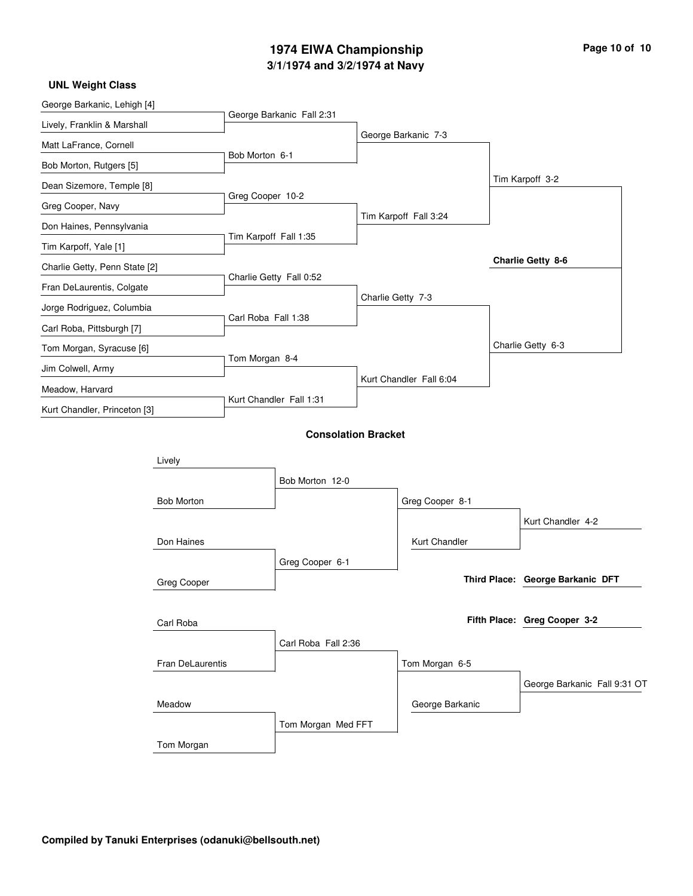# 1974 EIWA Championship
## 3/1/1974 and 3/2/1974 at Navy

### UNL Weight Class

George Barkanic, Lehigh [4]
Lively, Franklin & Marshall
Matt LaFrance, Cornell
Bob Morton, Rutgers [5]
Dean Sizemore, Temple [8]
Greg Cooper, Navy
Don Haines, Pennsylvania
Tim Karpoff, Yale [1]
Charlie Getty, Penn State [2]
Fran DeLaurentis, Colgate
Jorge Rodriguez, Columbia
Carl Roba, Pittsburgh [7]
Tom Morgan, Syracuse [6]
Jim Colwell, Army
Meadow, Harvard
Kurt Chandler, Princeton [3]

George Barkanic Fall 2:31
Bob Morton 6-1
Greg Cooper 10-2
Tim Karpoff Fall 1:35
Charlie Getty Fall 0:52
Carl Roba Fall 1:38
Tom Morgan 8-4
Kurt Chandler Fall 1:31

George Barkanic 7-3
Tim Karpoff Fall 3:24
Charlie Getty 7-3
Kurt Chandler Fall 6:04

Tim Karpoff 3-2
Charlie Getty 6-3

**Charlie Getty 8-6**

### Consolation Bracket

Lively
Bob Morton
Don Haines
Greg Cooper

Bob Morton 12-0
Greg Cooper 6-1

Greg Cooper 8-1
Kurt Chandler

Kurt Chandler 4-2

**Third Place:** **George Barkanic DFT**

**Fifth Place:** **Greg Cooper 3-2**

Carl Roba
Fran DeLaurentis
Meadow
Tom Morgan

Carl Roba Fall 2:36
Tom Morgan Med FFT

Tom Morgan 6-5
George Barkanic

George Barkanic Fall 9:31 OT

**Compiled by Tanuki Enterprises (odanuki@bellsouth.net)**